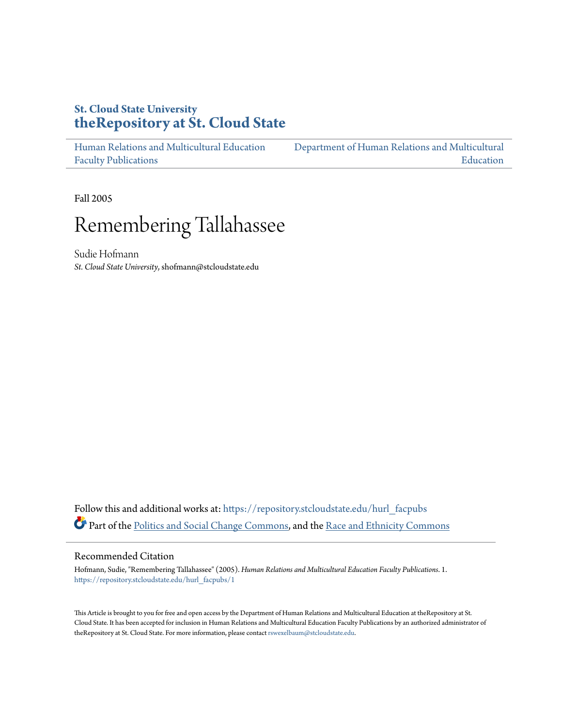St. Cloud State University
theRepository at St. Cloud State

Human Relations and Multicultural Education Faculty Publications | Department of Human Relations and Multicultural Education

Fall 2005

# Remembering Tallahassee

Sudie Hofmann
*St. Cloud State University*, shofmann@stcloudstate.edu

Follow this and additional works at: https://repository.stcloudstate.edu/hurl_facpubs

Part of the Politics and Social Change Commons, and the Race and Ethnicity Commons

## Recommended Citation

Hofmann, Sudie, "Remembering Tallahassee" (2005). *Human Relations and Multicultural Education Faculty Publications*. 1.
https://repository.stcloudstate.edu/hurl_facpubs/1

This Article is brought to you for free and open access by the Department of Human Relations and Multicultural Education at theRepository at St. Cloud State. It has been accepted for inclusion in Human Relations and Multicultural Education Faculty Publications by an authorized administrator of theRepository at St. Cloud State. For more information, please contact rswexelbaum@stcloudstate.edu.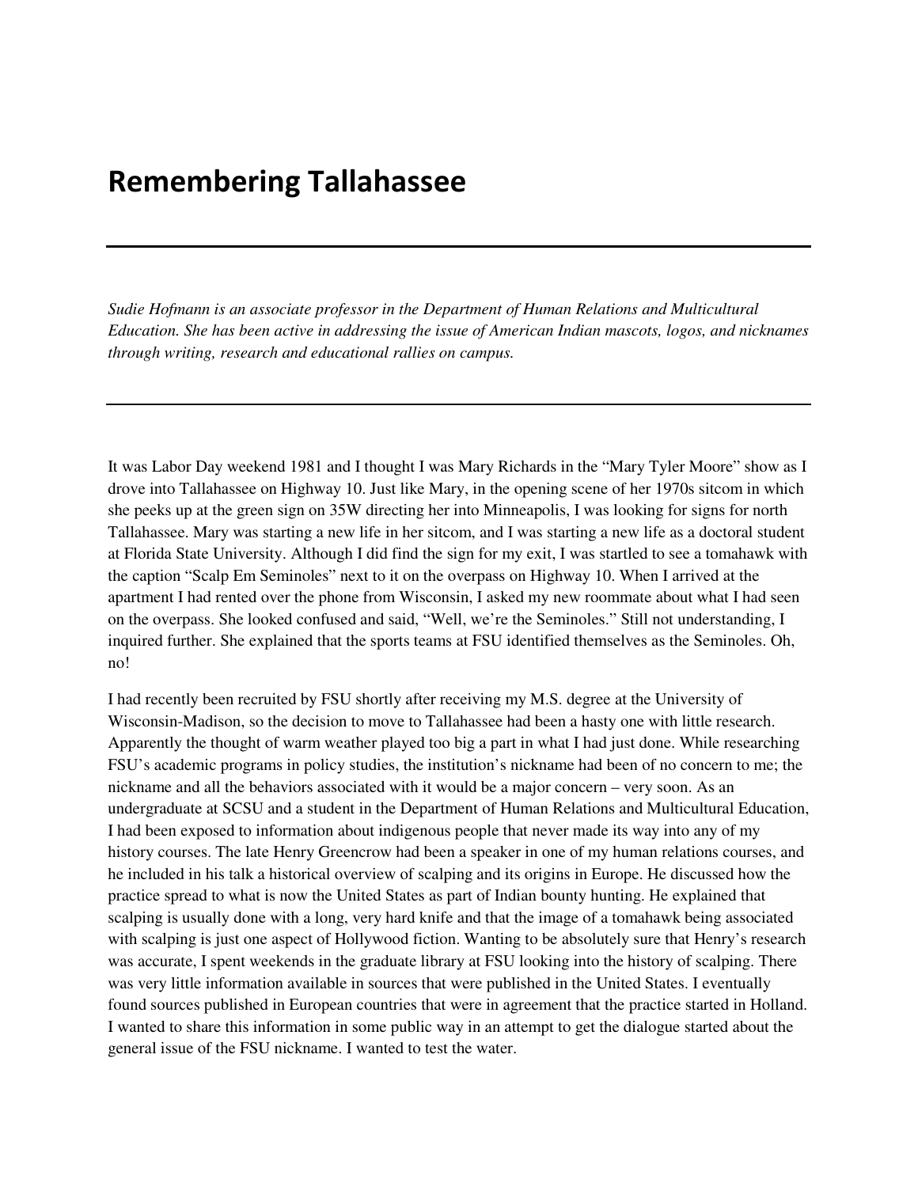# Remembering Tallahassee

---

*Sudie Hofmann is an associate professor in the Department of Human Relations and Multicultural Education. She has been active in addressing the issue of American Indian mascots, logos, and nicknames through writing, research and educational rallies on campus.*

---

It was Labor Day weekend 1981 and I thought I was Mary Richards in the "Mary Tyler Moore" show as I drove into Tallahassee on Highway 10. Just like Mary, in the opening scene of her 1970s sitcom in which she peeks up at the green sign on 35W directing her into Minneapolis, I was looking for signs for north Tallahassee. Mary was starting a new life in her sitcom, and I was starting a new life as a doctoral student at Florida State University. Although I did find the sign for my exit, I was startled to see a tomahawk with the caption "Scalp Em Seminoles" next to it on the overpass on Highway 10. When I arrived at the apartment I had rented over the phone from Wisconsin, I asked my new roommate about what I had seen on the overpass. She looked confused and said, "Well, we're the Seminoles." Still not understanding, I inquired further. She explained that the sports teams at FSU identified themselves as the Seminoles. Oh, no!

I had recently been recruited by FSU shortly after receiving my M.S. degree at the University of Wisconsin-Madison, so the decision to move to Tallahassee had been a hasty one with little research. Apparently the thought of warm weather played too big a part in what I had just done. While researching FSU's academic programs in policy studies, the institution's nickname had been of no concern to me; the nickname and all the behaviors associated with it would be a major concern – very soon. As an undergraduate at SCSU and a student in the Department of Human Relations and Multicultural Education, I had been exposed to information about indigenous people that never made its way into any of my history courses. The late Henry Greencrow had been a speaker in one of my human relations courses, and he included in his talk a historical overview of scalping and its origins in Europe. He discussed how the practice spread to what is now the United States as part of Indian bounty hunting. He explained that scalping is usually done with a long, very hard knife and that the image of a tomahawk being associated with scalping is just one aspect of Hollywood fiction. Wanting to be absolutely sure that Henry's research was accurate, I spent weekends in the graduate library at FSU looking into the history of scalping. There was very little information available in sources that were published in the United States. I eventually found sources published in European countries that were in agreement that the practice started in Holland. I wanted to share this information in some public way in an attempt to get the dialogue started about the general issue of the FSU nickname. I wanted to test the water.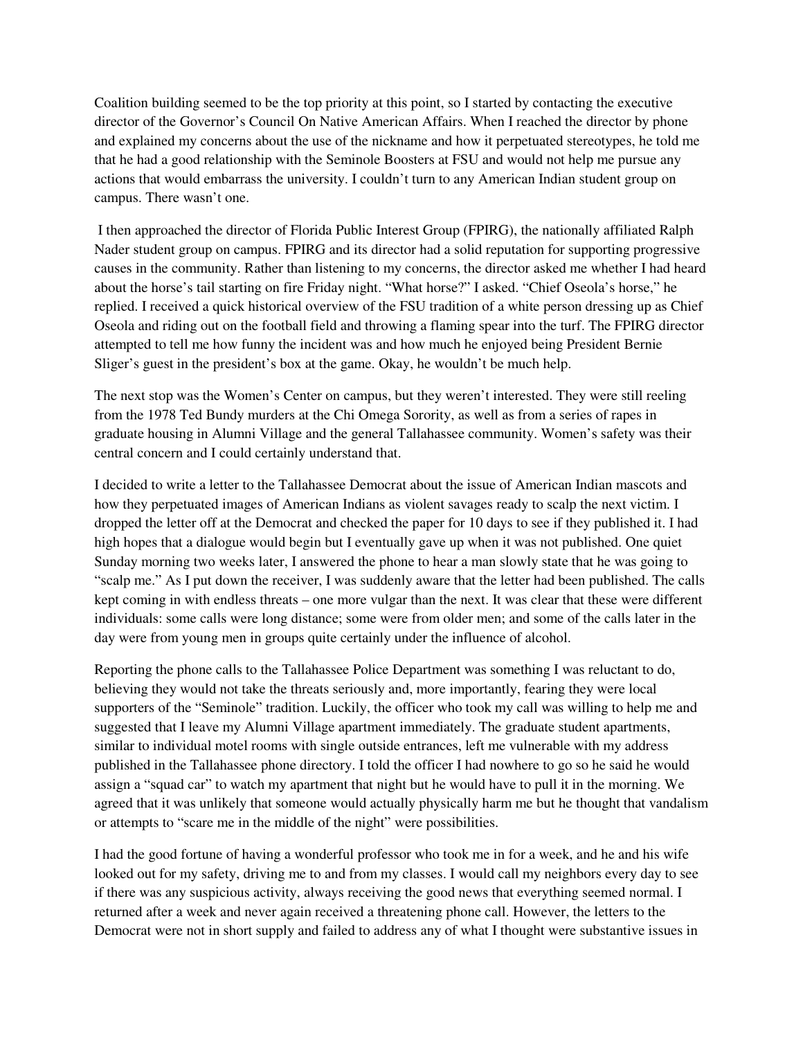Coalition building seemed to be the top priority at this point, so I started by contacting the executive director of the Governor's Council On Native American Affairs. When I reached the director by phone and explained my concerns about the use of the nickname and how it perpetuated stereotypes, he told me that he had a good relationship with the Seminole Boosters at FSU and would not help me pursue any actions that would embarrass the university. I couldn't turn to any American Indian student group on campus. There wasn't one.

I then approached the director of Florida Public Interest Group (FPIRG), the nationally affiliated Ralph Nader student group on campus. FPIRG and its director had a solid reputation for supporting progressive causes in the community. Rather than listening to my concerns, the director asked me whether I had heard about the horse's tail starting on fire Friday night. "What horse?" I asked. "Chief Oseola's horse," he replied. I received a quick historical overview of the FSU tradition of a white person dressing up as Chief Oseola and riding out on the football field and throwing a flaming spear into the turf. The FPIRG director attempted to tell me how funny the incident was and how much he enjoyed being President Bernie Sliger's guest in the president's box at the game. Okay, he wouldn't be much help.

The next stop was the Women's Center on campus, but they weren't interested. They were still reeling from the 1978 Ted Bundy murders at the Chi Omega Sorority, as well as from a series of rapes in graduate housing in Alumni Village and the general Tallahassee community. Women's safety was their central concern and I could certainly understand that.

I decided to write a letter to the Tallahassee Democrat about the issue of American Indian mascots and how they perpetuated images of American Indians as violent savages ready to scalp the next victim. I dropped the letter off at the Democrat and checked the paper for 10 days to see if they published it. I had high hopes that a dialogue would begin but I eventually gave up when it was not published. One quiet Sunday morning two weeks later, I answered the phone to hear a man slowly state that he was going to "scalp me." As I put down the receiver, I was suddenly aware that the letter had been published. The calls kept coming in with endless threats – one more vulgar than the next. It was clear that these were different individuals: some calls were long distance; some were from older men; and some of the calls later in the day were from young men in groups quite certainly under the influence of alcohol.

Reporting the phone calls to the Tallahassee Police Department was something I was reluctant to do, believing they would not take the threats seriously and, more importantly, fearing they were local supporters of the "Seminole" tradition. Luckily, the officer who took my call was willing to help me and suggested that I leave my Alumni Village apartment immediately. The graduate student apartments, similar to individual motel rooms with single outside entrances, left me vulnerable with my address published in the Tallahassee phone directory. I told the officer I had nowhere to go so he said he would assign a "squad car" to watch my apartment that night but he would have to pull it in the morning. We agreed that it was unlikely that someone would actually physically harm me but he thought that vandalism or attempts to "scare me in the middle of the night" were possibilities.

I had the good fortune of having a wonderful professor who took me in for a week, and he and his wife looked out for my safety, driving me to and from my classes. I would call my neighbors every day to see if there was any suspicious activity, always receiving the good news that everything seemed normal. I returned after a week and never again received a threatening phone call. However, the letters to the Democrat were not in short supply and failed to address any of what I thought were substantive issues in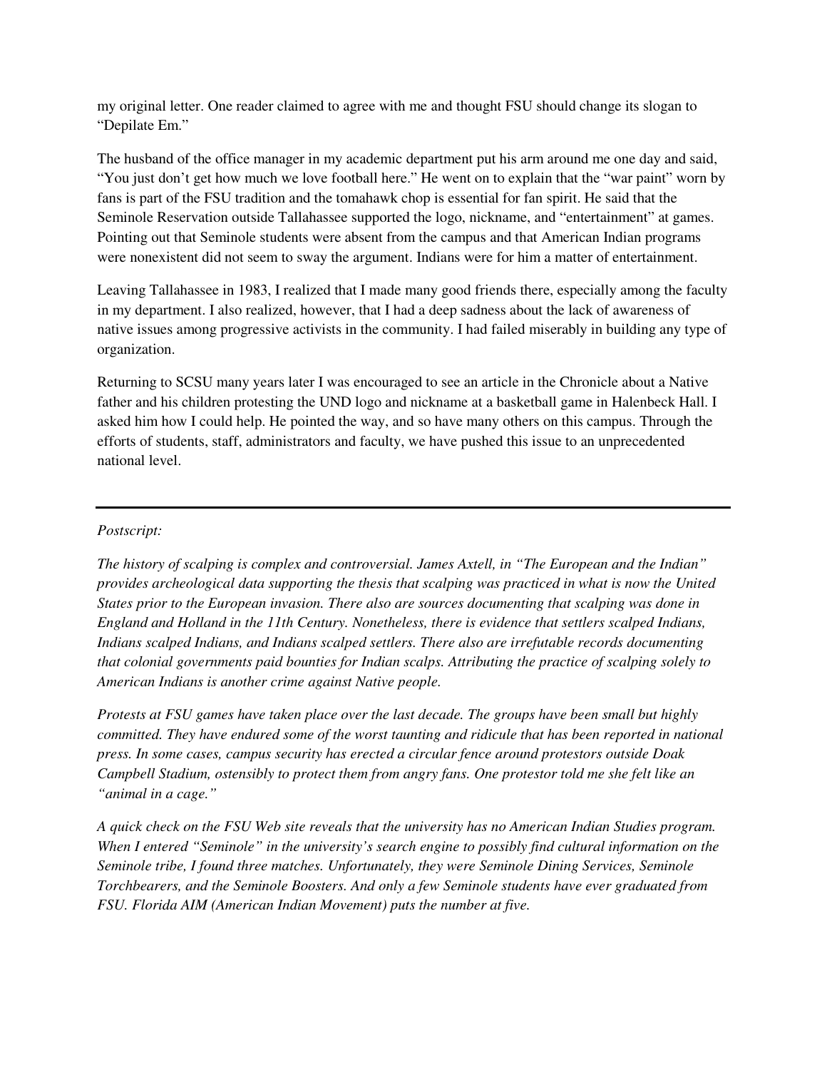my original letter. One reader claimed to agree with me and thought FSU should change its slogan to "Depilate Em."

The husband of the office manager in my academic department put his arm around me one day and said, "You just don't get how much we love football here." He went on to explain that the "war paint" worn by fans is part of the FSU tradition and the tomahawk chop is essential for fan spirit. He said that the Seminole Reservation outside Tallahassee supported the logo, nickname, and "entertainment" at games. Pointing out that Seminole students were absent from the campus and that American Indian programs were nonexistent did not seem to sway the argument. Indians were for him a matter of entertainment.

Leaving Tallahassee in 1983, I realized that I made many good friends there, especially among the faculty in my department. I also realized, however, that I had a deep sadness about the lack of awareness of native issues among progressive activists in the community. I had failed miserably in building any type of organization.

Returning to SCSU many years later I was encouraged to see an article in the Chronicle about a Native father and his children protesting the UND logo and nickname at a basketball game in Halenbeck Hall. I asked him how I could help. He pointed the way, and so have many others on this campus. Through the efforts of students, staff, administrators and faculty, we have pushed this issue to an unprecedented national level.

---

*Postscript:*

*The history of scalping is complex and controversial. James Axtell, in "The European and the Indian" provides archeological data supporting the thesis that scalping was practiced in what is now the United States prior to the European invasion. There also are sources documenting that scalping was done in England and Holland in the 11th Century. Nonetheless, there is evidence that settlers scalped Indians, Indians scalped Indians, and Indians scalped settlers. There also are irrefutable records documenting that colonial governments paid bounties for Indian scalps. Attributing the practice of scalping solely to American Indians is another crime against Native people.*

*Protests at FSU games have taken place over the last decade. The groups have been small but highly committed. They have endured some of the worst taunting and ridicule that has been reported in national press. In some cases, campus security has erected a circular fence around protestors outside Doak Campbell Stadium, ostensibly to protect them from angry fans. One protestor told me she felt like an "animal in a cage."*

*A quick check on the FSU Web site reveals that the university has no American Indian Studies program. When I entered "Seminole" in the university's search engine to possibly find cultural information on the Seminole tribe, I found three matches. Unfortunately, they were Seminole Dining Services, Seminole Torchbearers, and the Seminole Boosters. And only a few Seminole students have ever graduated from FSU. Florida AIM (American Indian Movement) puts the number at five.*